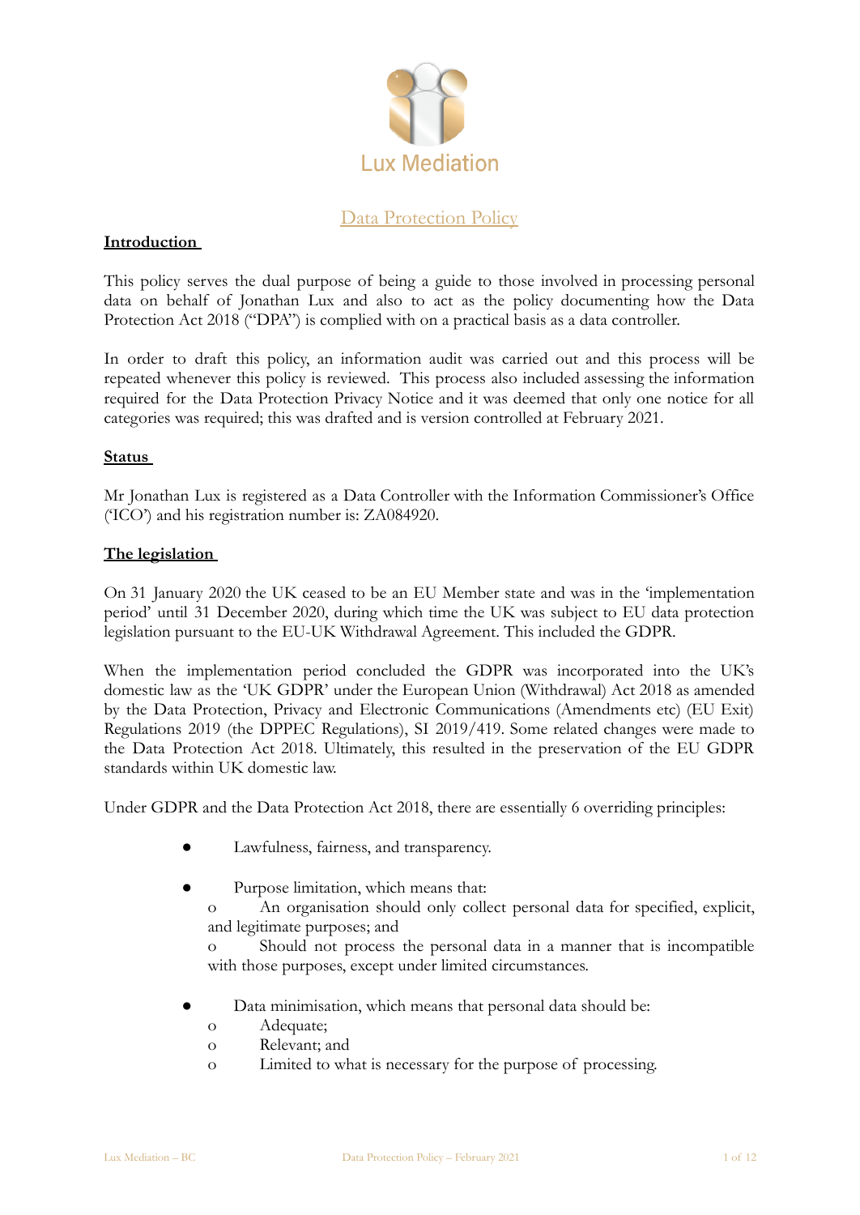Lux Mediation

# Data Protection Policy

## Introduction

This policy serves the dual purpose of being a guide to those involved in processing personal data on behalf of Jonathan Lux and also to act as the policy documenting how the Data Protection Act 2018 ("DPA") is complied with on a practical basis as a data controller.

In order to draft this policy, an information audit was carried out and this process will be repeated whenever this policy is reviewed. This process also included assessing the information required for the Data Protection Privacy Notice and it was deemed that only one notice for all categories was required; this was drafted and is version controlled at February 2021.

## Status

Mr Jonathan Lux is registered as a Data Controller with the Information Commissioner's Office ('ICO') and his registration number is: ZA084920.

## The legislation

On 31 January 2020 the UK ceased to be an EU Member state and was in the 'implementation period' until 31 December 2020, during which time the UK was subject to EU data protection legislation pursuant to the EU-UK Withdrawal Agreement. This included the GDPR.

When the implementation period concluded the GDPR was incorporated into the UK's domestic law as the 'UK GDPR' under the European Union (Withdrawal) Act 2018 as amended by the Data Protection, Privacy and Electronic Communications (Amendments etc) (EU Exit) Regulations 2019 (the DPPEC Regulations), SI 2019/419. Some related changes were made to the Data Protection Act 2018. Ultimately, this resulted in the preservation of the EU GDPR standards within UK domestic law.

Under GDPR and the Data Protection Act 2018, there are essentially 6 overriding principles:

- Lawfulness, fairness, and transparency.
- Purpose limitation, which means that:
  - An organisation should only collect personal data for specified, explicit, and legitimate purposes; and
  - Should not process the personal data in a manner that is incompatible with those purposes, except under limited circumstances.
- Data minimisation, which means that personal data should be:
  - Adequate;
  - Relevant; and
  - Limited to what is necessary for the purpose of processing.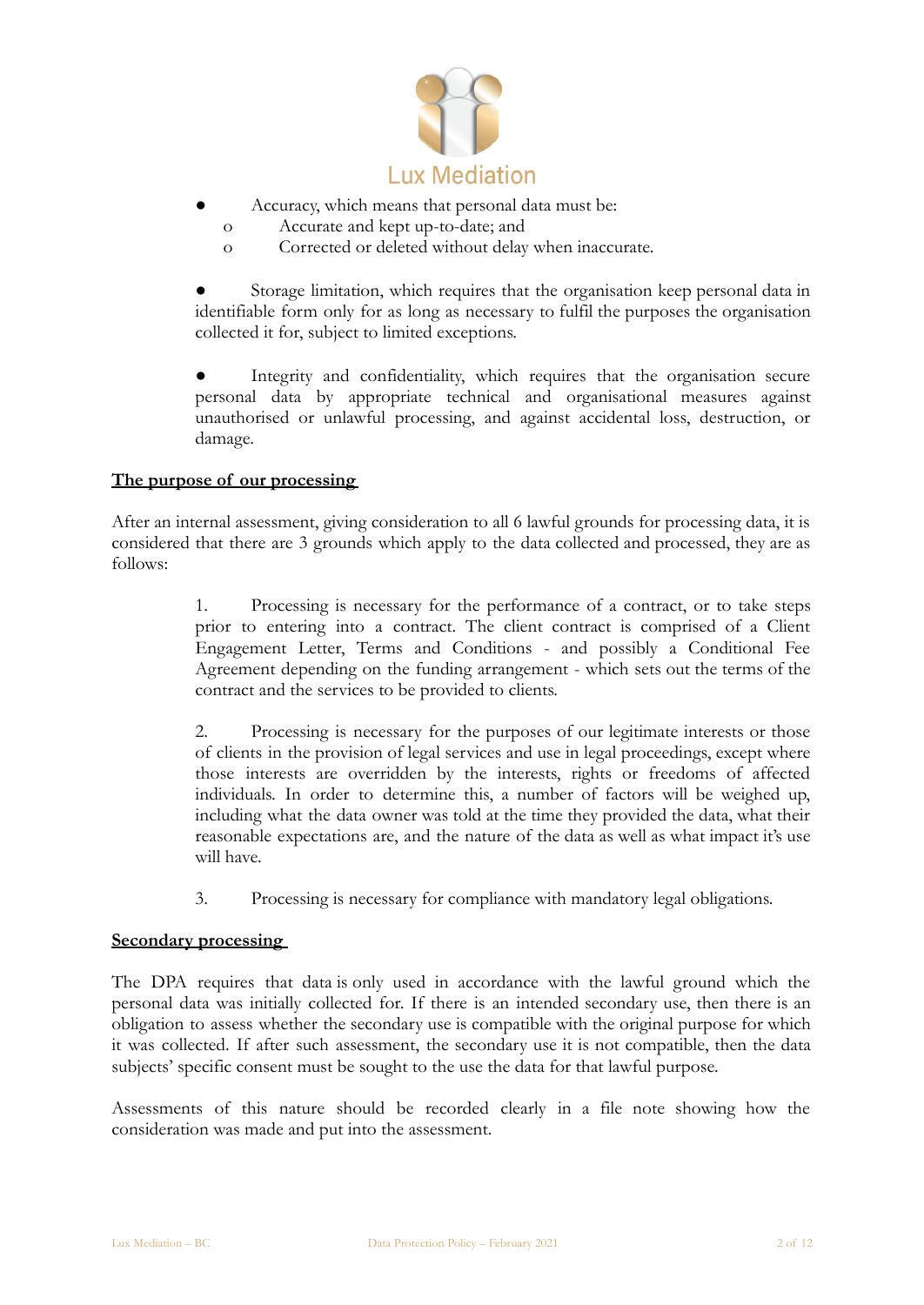- Accuracy, which means that personal data must be:
    - Accurate and kept up-to-date; and
    - Corrected or deleted without delay when inaccurate.

- Storage limitation, which requires that the organisation keep personal data in identifiable form only for as long as necessary to fulfil the purposes the organisation collected it for, subject to limited exceptions.

- Integrity and confidentiality, which requires that the organisation secure personal data by appropriate technical and organisational measures against unauthorised or unlawful processing, and against accidental loss, destruction, or damage.

**The purpose of our processing**

After an internal assessment, giving consideration to all 6 lawful grounds for processing data, it is considered that there are 3 grounds which apply to the data collected and processed, they are as follows:

1. Processing is necessary for the performance of a contract, or to take steps prior to entering into a contract. The client contract is comprised of a Client Engagement Letter, Terms and Conditions - and possibly a Conditional Fee Agreement depending on the funding arrangement - which sets out the terms of the contract and the services to be provided to clients.

2. Processing is necessary for the purposes of our legitimate interests or those of clients in the provision of legal services and use in legal proceedings, except where those interests are overridden by the interests, rights or freedoms of affected individuals. In order to determine this, a number of factors will be weighed up, including what the data owner was told at the time they provided the data, what their reasonable expectations are, and the nature of the data as well as what impact it's use will have.

3. Processing is necessary for compliance with mandatory legal obligations.

**Secondary processing**

The DPA requires that data is only used in accordance with the lawful ground which the personal data was initially collected for. If there is an intended secondary use, then there is an obligation to assess whether the secondary use is compatible with the original purpose for which it was collected. If after such assessment, the secondary use it is not compatible, then the data subjects' specific consent must be sought to the use the data for that lawful purpose.

Assessments of this nature should be recorded clearly in a file note showing how the consideration was made and put into the assessment.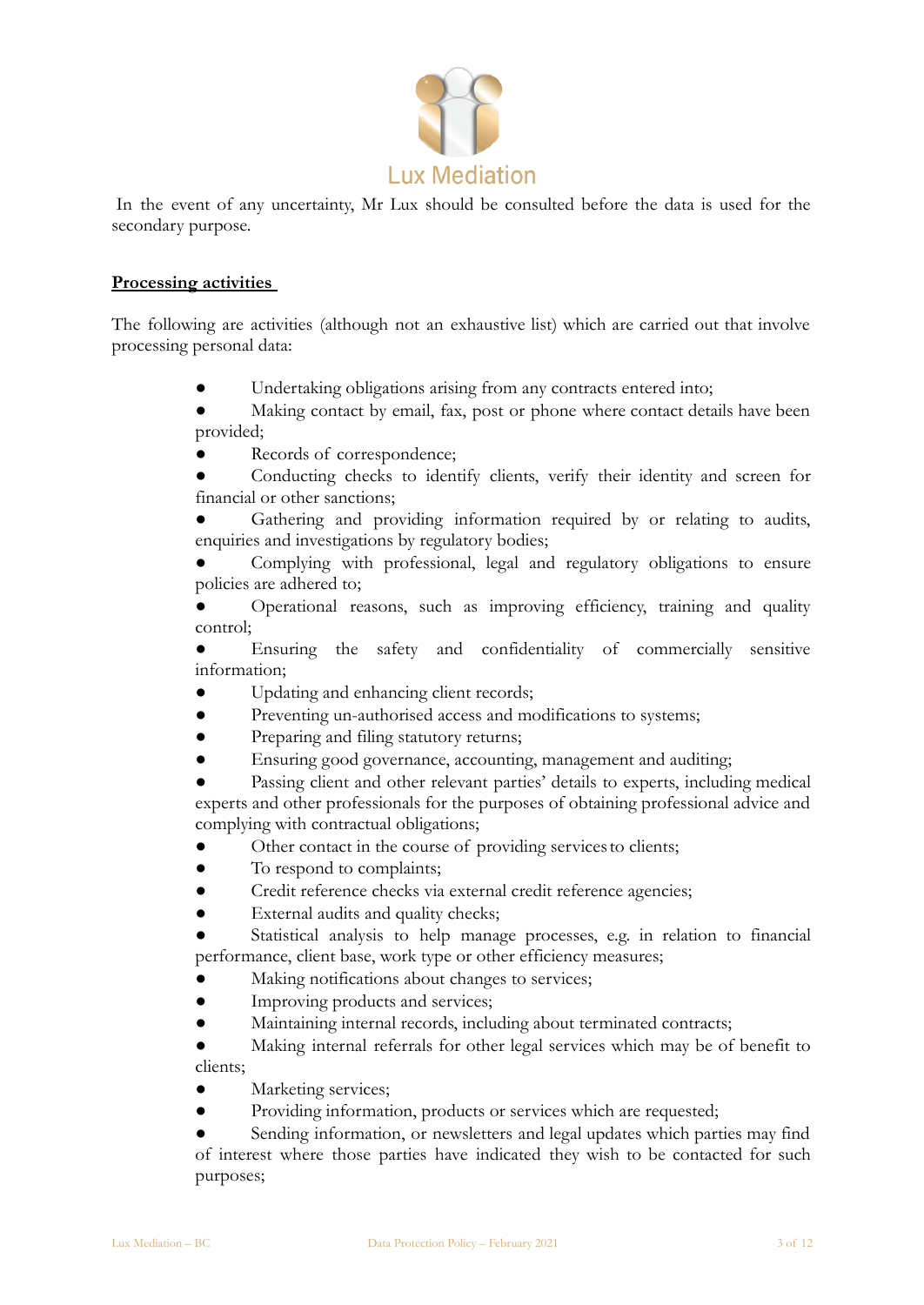In the event of any uncertainty, Mr Lux should be consulted before the data is used for the secondary purpose.

**Processing activities**

The following are activities (although not an exhaustive list) which are carried out that involve processing personal data:

- Undertaking obligations arising from any contracts entered into;
- Making contact by email, fax, post or phone where contact details have been provided;
- Records of correspondence;
- Conducting checks to identify clients, verify their identity and screen for financial or other sanctions;
- Gathering and providing information required by or relating to audits, enquiries and investigations by regulatory bodies;
- Complying with professional, legal and regulatory obligations to ensure policies are adhered to;
- Operational reasons, such as improving efficiency, training and quality control;
- Ensuring the safety and confidentiality of commercially sensitive information;
- Updating and enhancing client records;
- Preventing un-authorised access and modifications to systems;
- Preparing and filing statutory returns;
- Ensuring good governance, accounting, management and auditing;
- Passing client and other relevant parties' details to experts, including medical experts and other professionals for the purposes of obtaining professional advice and complying with contractual obligations;
- Other contact in the course of providing services to clients;
- To respond to complaints;
- Credit reference checks via external credit reference agencies;
- External audits and quality checks;
- Statistical analysis to help manage processes, e.g. in relation to financial performance, client base, work type or other efficiency measures;
- Making notifications about changes to services;
- Improving products and services;
- Maintaining internal records, including about terminated contracts;
- Making internal referrals for other legal services which may be of benefit to clients;
- Marketing services;
- Providing information, products or services which are requested;
- Sending information, or newsletters and legal updates which parties may find of interest where those parties have indicated they wish to be contacted for such purposes;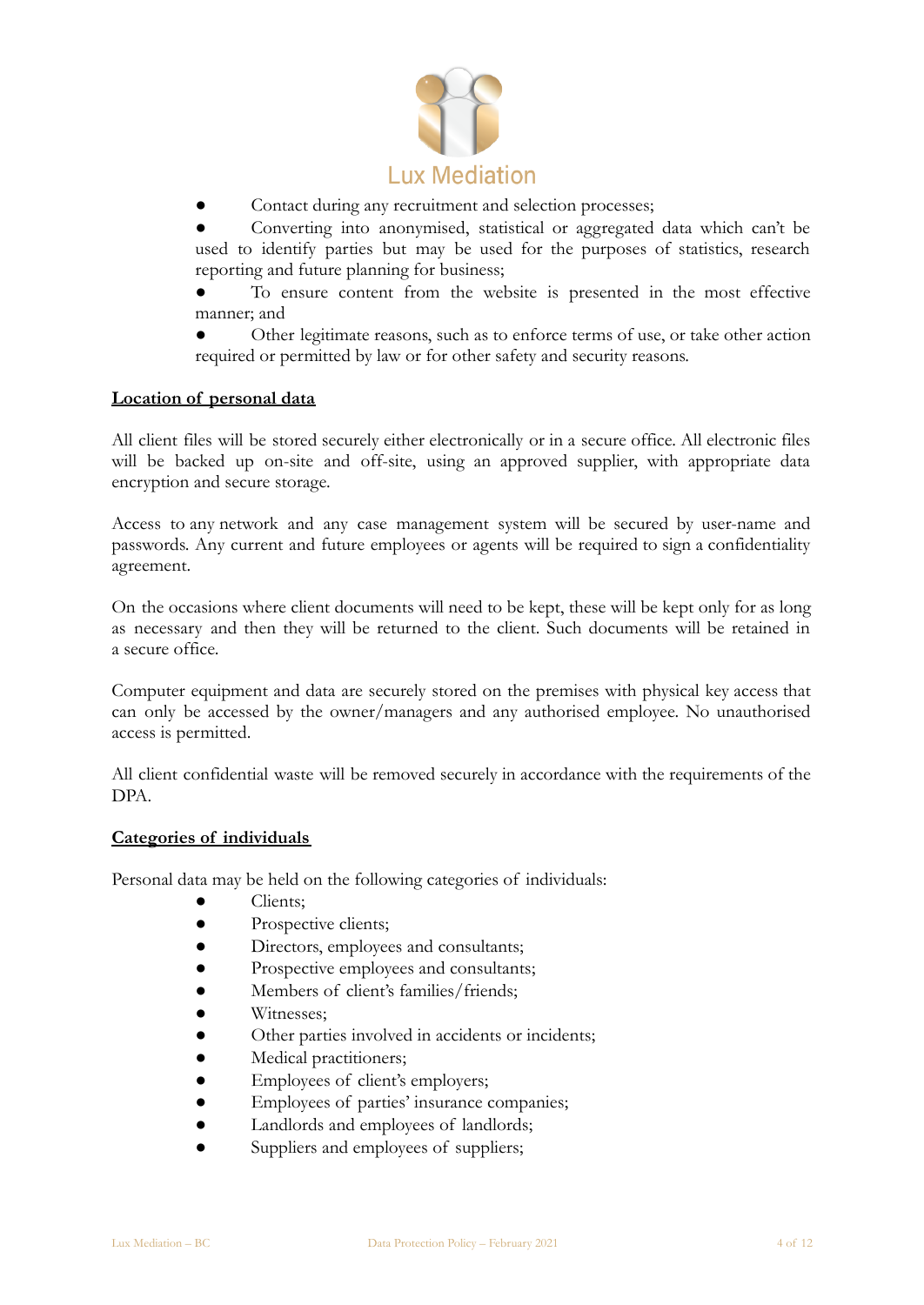- Contact during any recruitment and selection processes;
- Converting into anonymised, statistical or aggregated data which can't be used to identify parties but may be used for the purposes of statistics, research reporting and future planning for business;
- To ensure content from the website is presented in the most effective manner; and
- Other legitimate reasons, such as to enforce terms of use, or take other action required or permitted by law or for other safety and security reasons.

**Location of personal data**

All client files will be stored securely either electronically or in a secure office. All electronic files will be backed up on-site and off-site, using an approved supplier, with appropriate data encryption and secure storage.

Access to any network and any case management system will be secured by user-name and passwords. Any current and future employees or agents will be required to sign a confidentiality agreement.

On the occasions where client documents will need to be kept, these will be kept only for as long as necessary and then they will be returned to the client. Such documents will be retained in a secure office.

Computer equipment and data are securely stored on the premises with physical key access that can only be accessed by the owner/managers and any authorised employee. No unauthorised access is permitted.

All client confidential waste will be removed securely in accordance with the requirements of the DPA.

**Categories of individuals**

Personal data may be held on the following categories of individuals:

- Clients;
- Prospective clients;
- Directors, employees and consultants;
- Prospective employees and consultants;
- Members of client's families/friends;
- Witnesses;
- Other parties involved in accidents or incidents;
- Medical practitioners;
- Employees of client's employers;
- Employees of parties' insurance companies;
- Landlords and employees of landlords;
- Suppliers and employees of suppliers;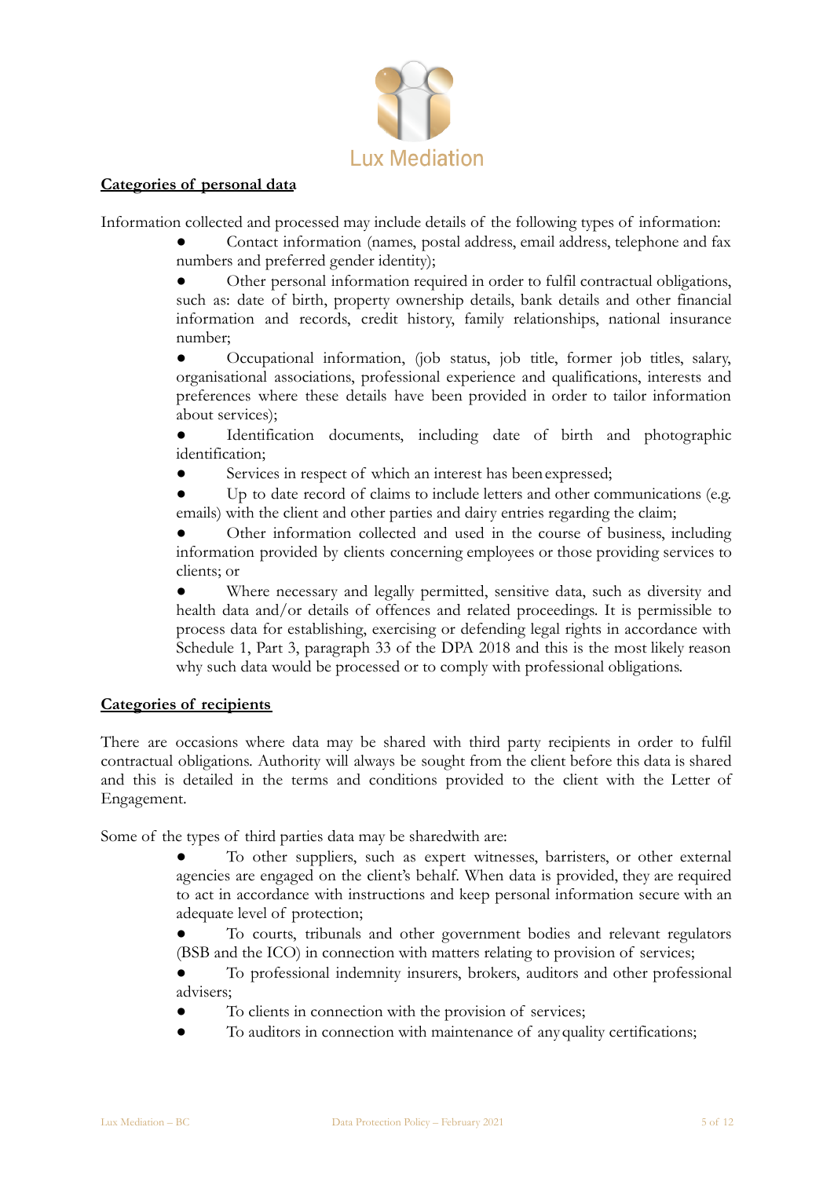**Categories of personal data**

Information collected and processed may include details of the following types of information:

- Contact information (names, postal address, email address, telephone and fax numbers and preferred gender identity);
- Other personal information required in order to fulfil contractual obligations, such as: date of birth, property ownership details, bank details and other financial information and records, credit history, family relationships, national insurance number;
- Occupational information, (job status, job title, former job titles, salary, organisational associations, professional experience and qualifications, interests and preferences where these details have been provided in order to tailor information about services);
- Identification documents, including date of birth and photographic identification;
- Services in respect of which an interest has been expressed;
- Up to date record of claims to include letters and other communications (e.g. emails) with the client and other parties and dairy entries regarding the claim;
- Other information collected and used in the course of business, including information provided by clients concerning employees or those providing services to clients; or
- Where necessary and legally permitted, sensitive data, such as diversity and health data and/or details of offences and related proceedings. It is permissible to process data for establishing, exercising or defending legal rights in accordance with Schedule 1, Part 3, paragraph 33 of the DPA 2018 and this is the most likely reason why such data would be processed or to comply with professional obligations.

**Categories of recipients**

There are occasions where data may be shared with third party recipients in order to fulfil contractual obligations. Authority will always be sought from the client before this data is shared and this is detailed in the terms and conditions provided to the client with the Letter of Engagement.

Some of the types of third parties data may be sharedwith are:

- To other suppliers, such as expert witnesses, barristers, or other external agencies are engaged on the client's behalf. When data is provided, they are required to act in accordance with instructions and keep personal information secure with an adequate level of protection;
- To courts, tribunals and other government bodies and relevant regulators (BSB and the ICO) in connection with matters relating to provision of services;
- To professional indemnity insurers, brokers, auditors and other professional advisers;
- To clients in connection with the provision of services;
- To auditors in connection with maintenance of any quality certifications;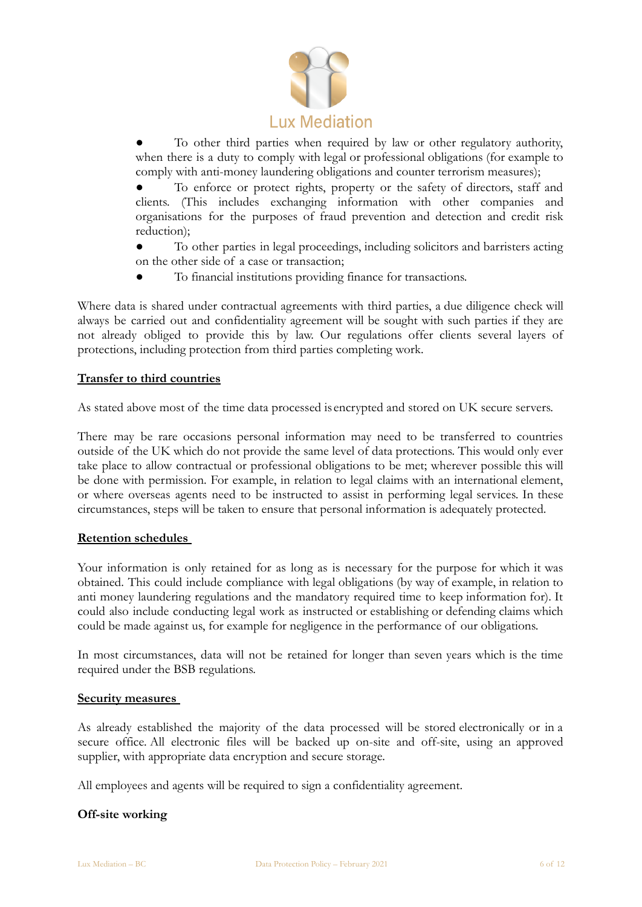- To other third parties when required by law or other regulatory authority, when there is a duty to comply with legal or professional obligations (for example to comply with anti-money laundering obligations and counter terrorism measures);
- To enforce or protect rights, property or the safety of directors, staff and clients. (This includes exchanging information with other companies and organisations for the purposes of fraud prevention and detection and credit risk reduction);
- To other parties in legal proceedings, including solicitors and barristers acting on the other side of a case or transaction;
- To financial institutions providing finance for transactions.

Where data is shared under contractual agreements with third parties, a due diligence check will always be carried out and confidentiality agreement will be sought with such parties if they are not already obliged to provide this by law. Our regulations offer clients several layers of protections, including protection from third parties completing work.

**Transfer to third countries**

As stated above most of the time data processed is encrypted and stored on UK secure servers.

There may be rare occasions personal information may need to be transferred to countries outside of the UK which do not provide the same level of data protections. This would only ever take place to allow contractual or professional obligations to be met; wherever possible this will be done with permission. For example, in relation to legal claims with an international element, or where overseas agents need to be instructed to assist in performing legal services. In these circumstances, steps will be taken to ensure that personal information is adequately protected.

**Retention schedules**

Your information is only retained for as long as is necessary for the purpose for which it was obtained. This could include compliance with legal obligations (by way of example, in relation to anti money laundering regulations and the mandatory required time to keep information for). It could also include conducting legal work as instructed or establishing or defending claims which could be made against us, for example for negligence in the performance of our obligations.

In most circumstances, data will not be retained for longer than seven years which is the time required under the BSB regulations.

**Security measures**

As already established the majority of the data processed will be stored electronically or in a secure office. All electronic files will be backed up on-site and off-site, using an approved supplier, with appropriate data encryption and secure storage.

All employees and agents will be required to sign a confidentiality agreement.

**Off-site working**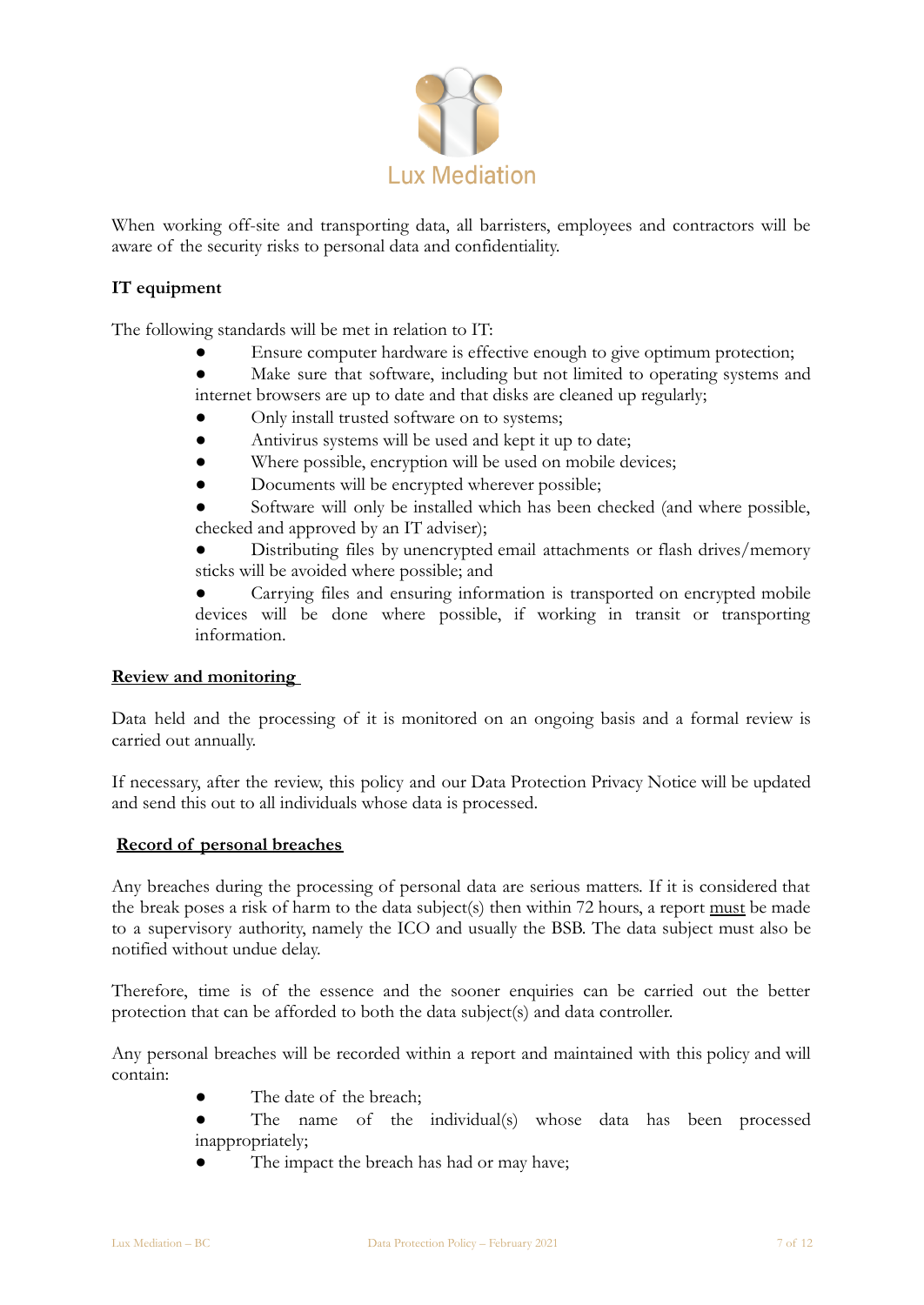When working off-site and transporting data, all barristers, employees and contractors will be aware of the security risks to personal data and confidentiality.

**IT equipment**

The following standards will be met in relation to IT:

- Ensure computer hardware is effective enough to give optimum protection;
- Make sure that software, including but not limited to operating systems and internet browsers are up to date and that disks are cleaned up regularly;
- Only install trusted software on to systems;
- Antivirus systems will be used and kept it up to date;
- Where possible, encryption will be used on mobile devices;
- Documents will be encrypted wherever possible;
- Software will only be installed which has been checked (and where possible, checked and approved by an IT adviser);
- Distributing files by unencrypted email attachments or flash drives/memory sticks will be avoided where possible; and
- Carrying files and ensuring information is transported on encrypted mobile devices will be done where possible, if working in transit or transporting information.

**Review and monitoring**

Data held and the processing of it is monitored on an ongoing basis and a formal review is carried out annually.

If necessary, after the review, this policy and our Data Protection Privacy Notice will be updated and send this out to all individuals whose data is processed.

**Record of personal breaches**

Any breaches during the processing of personal data are serious matters. If it is considered that the break poses a risk of harm to the data subject(s) then within 72 hours, a report must be made to a supervisory authority, namely the ICO and usually the BSB. The data subject must also be notified without undue delay.

Therefore, time is of the essence and the sooner enquiries can be carried out the better protection that can be afforded to both the data subject(s) and data controller.

Any personal breaches will be recorded within a report and maintained with this policy and will contain:

- The date of the breach;
- The name of the individual(s) whose data has been processed inappropriately;
- The impact the breach has had or may have;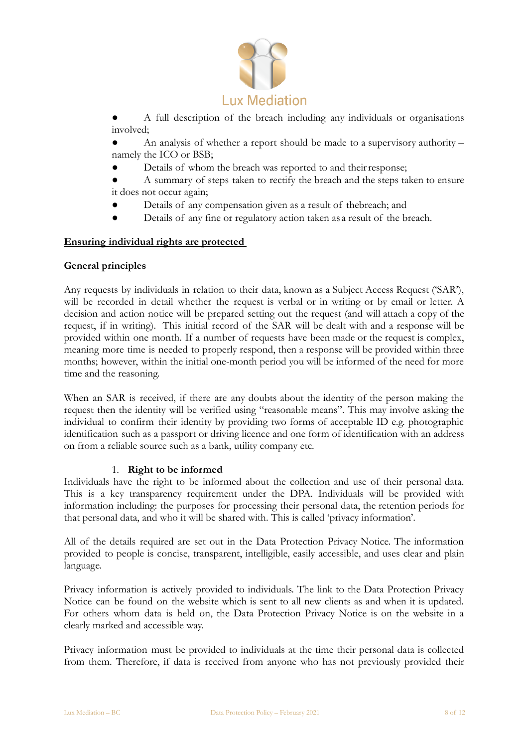- A full description of the breach including any individuals or organisations involved;
- An analysis of whether a report should be made to a supervisory authority – namely the ICO or BSB;
- Details of whom the breach was reported to and their response;
- A summary of steps taken to rectify the breach and the steps taken to ensure it does not occur again;
- Details of any compensation given as a result of the breach; and
- Details of any fine or regulatory action taken as a result of the breach.

## Ensuring individual rights are protected

### General principles

Any requests by individuals in relation to their data, known as a Subject Access Request ('SAR'), will be recorded in detail whether the request is verbal or in writing or by email or letter. A decision and action notice will be prepared setting out the request (and will attach a copy of the request, if in writing). This initial record of the SAR will be dealt with and a response will be provided within one month. If a number of requests have been made or the request is complex, meaning more time is needed to properly respond, then a response will be provided within three months; however, within the initial one-month period you will be informed of the need for more time and the reasoning.

When an SAR is received, if there are any doubts about the identity of the person making the request then the identity will be verified using "reasonable means". This may involve asking the individual to confirm their identity by providing two forms of acceptable ID e.g. photographic identification such as a passport or driving licence and one form of identification with an address on from a reliable source such as a bank, utility company etc.

1. **Right to be informed**

Individuals have the right to be informed about the collection and use of their personal data. This is a key transparency requirement under the DPA. Individuals will be provided with information including: the purposes for processing their personal data, the retention periods for that personal data, and who it will be shared with. This is called 'privacy information'.

All of the details required are set out in the Data Protection Privacy Notice. The information provided to people is concise, transparent, intelligible, easily accessible, and uses clear and plain language.

Privacy information is actively provided to individuals. The link to the Data Protection Privacy Notice can be found on the website which is sent to all new clients as and when it is updated. For others whom data is held on, the Data Protection Privacy Notice is on the website in a clearly marked and accessible way.

Privacy information must be provided to individuals at the time their personal data is collected from them. Therefore, if data is received from anyone who has not previously provided their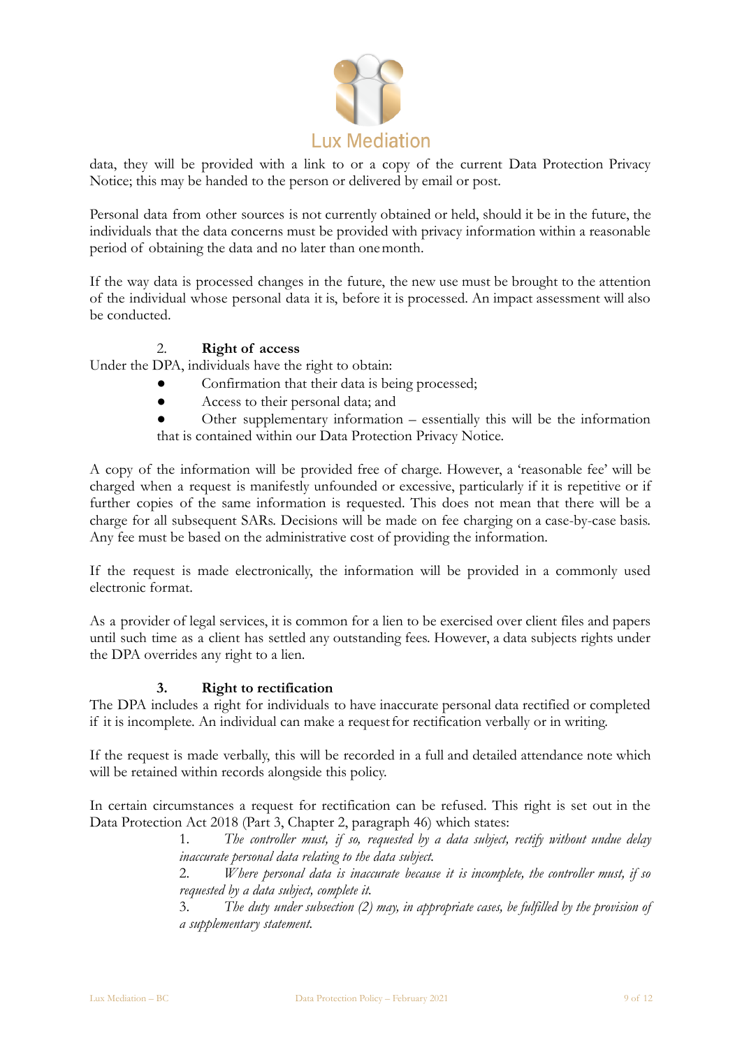data, they will be provided with a link to or a copy of the current Data Protection Privacy Notice; this may be handed to the person or delivered by email or post.

Personal data from other sources is not currently obtained or held, should it be in the future, the individuals that the data concerns must be provided with privacy information within a reasonable period of obtaining the data and no later than one month.

If the way data is processed changes in the future, the new use must be brought to the attention of the individual whose personal data it is, before it is processed. An impact assessment will also be conducted.

### 2. Right of access

Under the DPA, individuals have the right to obtain:

- Confirmation that their data is being processed;
- Access to their personal data; and
- Other supplementary information – essentially this will be the information that is contained within our Data Protection Privacy Notice.

A copy of the information will be provided free of charge. However, a 'reasonable fee' will be charged when a request is manifestly unfounded or excessive, particularly if it is repetitive or if further copies of the same information is requested. This does not mean that there will be a charge for all subsequent SARs. Decisions will be made on fee charging on a case-by-case basis. Any fee must be based on the administrative cost of providing the information.

If the request is made electronically, the information will be provided in a commonly used electronic format.

As a provider of legal services, it is common for a lien to be exercised over client files and papers until such time as a client has settled any outstanding fees. However, a data subjects rights under the DPA overrides any right to a lien.

### 3. Right to rectification

The DPA includes a right for individuals to have inaccurate personal data rectified or completed if it is incomplete. An individual can make a request for rectification verbally or in writing.

If the request is made verbally, this will be recorded in a full and detailed attendance note which will be retained within records alongside this policy.

In certain circumstances a request for rectification can be refused. This right is set out in the Data Protection Act 2018 (Part 3, Chapter 2, paragraph 46) which states:

> 1. *The controller must, if so, requested by a data subject, rectify without undue delay inaccurate personal data relating to the data subject.*
> 2. *Where personal data is inaccurate because it is incomplete, the controller must, if so requested by a data subject, complete it.*
> 3. *The duty under subsection (2) may, in appropriate cases, be fulfilled by the provision of a supplementary statement.*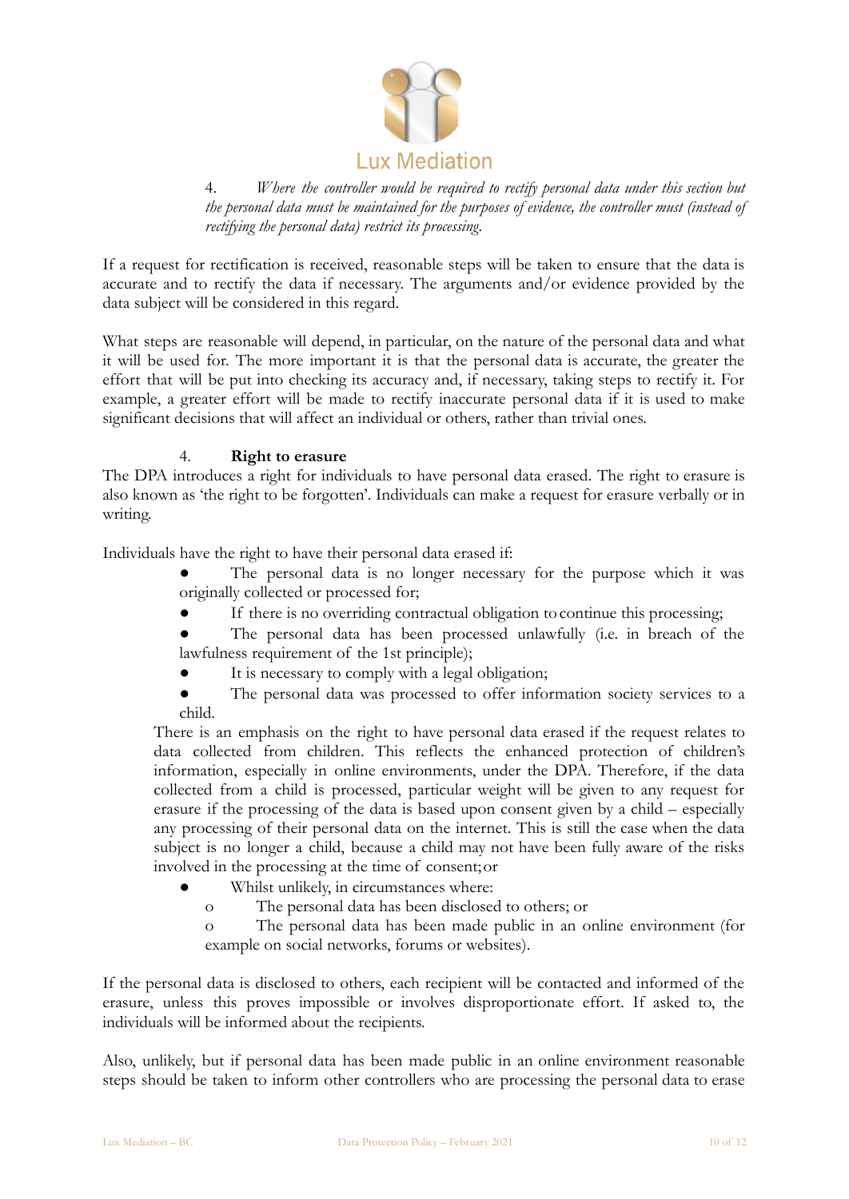> 4. *Where the controller would be required to rectify personal data under this section but the personal data must be maintained for the purposes of evidence, the controller must (instead of rectifying the personal data) restrict its processing.*

If a request for rectification is received, reasonable steps will be taken to ensure that the data is accurate and to rectify the data if necessary. The arguments and/or evidence provided by the data subject will be considered in this regard.

What steps are reasonable will depend, in particular, on the nature of the personal data and what it will be used for. The more important it is that the personal data is accurate, the greater the effort that will be put into checking its accuracy and, if necessary, taking steps to rectify it. For example, a greater effort will be made to rectify inaccurate personal data if it is used to make significant decisions that will affect an individual or others, rather than trivial ones.

4. **Right to erasure**

The DPA introduces a right for individuals to have personal data erased. The right to erasure is also known as 'the right to be forgotten'. Individuals can make a request for erasure verbally or in writing.

Individuals have the right to have their personal data erased if:

- The personal data is no longer necessary for the purpose which it was originally collected or processed for;
- If there is no overriding contractual obligation to continue this processing;
- The personal data has been processed unlawfully (i.e. in breach of the lawfulness requirement of the 1st principle);
- It is necessary to comply with a legal obligation;
- The personal data was processed to offer information society services to a child.

  There is an emphasis on the right to have personal data erased if the request relates to data collected from children. This reflects the enhanced protection of children's information, especially in online environments, under the DPA. Therefore, if the data collected from a child is processed, particular weight will be given to any request for erasure if the processing of the data is based upon consent given by a child – especially any processing of their personal data on the internet. This is still the case when the data subject is no longer a child, because a child may not have been fully aware of the risks involved in the processing at the time of consent; or
- Whilst unlikely, in circumstances where:
  - The personal data has been disclosed to others; or
  - The personal data has been made public in an online environment (for example on social networks, forums or websites).

If the personal data is disclosed to others, each recipient will be contacted and informed of the erasure, unless this proves impossible or involves disproportionate effort. If asked to, the individuals will be informed about the recipients.

Also, unlikely, but if personal data has been made public in an online environment reasonable steps should be taken to inform other controllers who are processing the personal data to erase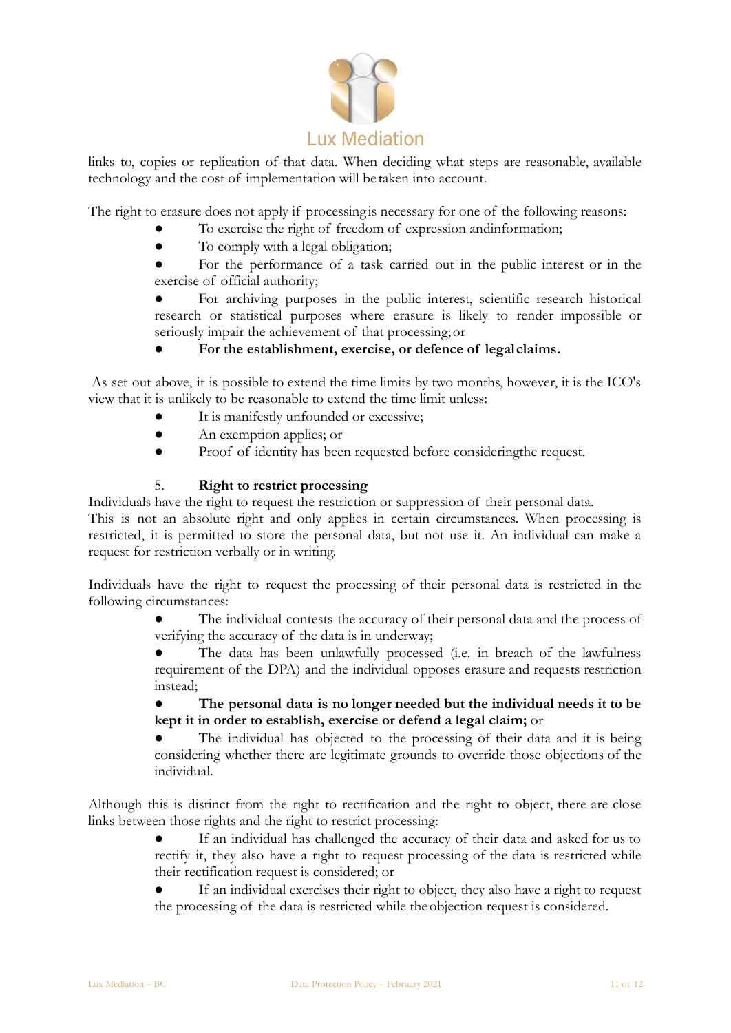links to, copies or replication of that data. When deciding what steps are reasonable, available technology and the cost of implementation will be taken into account.

The right to erasure does not apply if processing is necessary for one of the following reasons:

- To exercise the right of freedom of expression and information;
- To comply with a legal obligation;
- For the performance of a task carried out in the public interest or in the exercise of official authority;
- For archiving purposes in the public interest, scientific research historical research or statistical purposes where erasure is likely to render impossible or seriously impair the achievement of that processing; or
- **For the establishment, exercise, or defence of legal claims.**

As set out above, it is possible to extend the time limits by two months, however, it is the ICO's view that it is unlikely to be reasonable to extend the time limit unless:

- It is manifestly unfounded or excessive;
- An exemption applies; or
- Proof of identity has been requested before considering the request.

### 5. **Right to restrict processing**

Individuals have the right to request the restriction or suppression of their personal data. This is not an absolute right and only applies in certain circumstances. When processing is restricted, it is permitted to store the personal data, but not use it. An individual can make a request for restriction verbally or in writing.

Individuals have the right to request the processing of their personal data is restricted in the following circumstances:

- The individual contests the accuracy of their personal data and the process of verifying the accuracy of the data is in underway;
- The data has been unlawfully processed (i.e. in breach of the lawfulness requirement of the DPA) and the individual opposes erasure and requests restriction instead;
- **The personal data is no longer needed but the individual needs it to be kept it in order to establish, exercise or defend a legal claim;** or
- The individual has objected to the processing of their data and it is being considering whether there are legitimate grounds to override those objections of the individual.

Although this is distinct from the right to rectification and the right to object, there are close links between those rights and the right to restrict processing:

- If an individual has challenged the accuracy of their data and asked for us to rectify it, they also have a right to request processing of the data is restricted while their rectification request is considered; or
- If an individual exercises their right to object, they also have a right to request the processing of the data is restricted while the objection request is considered.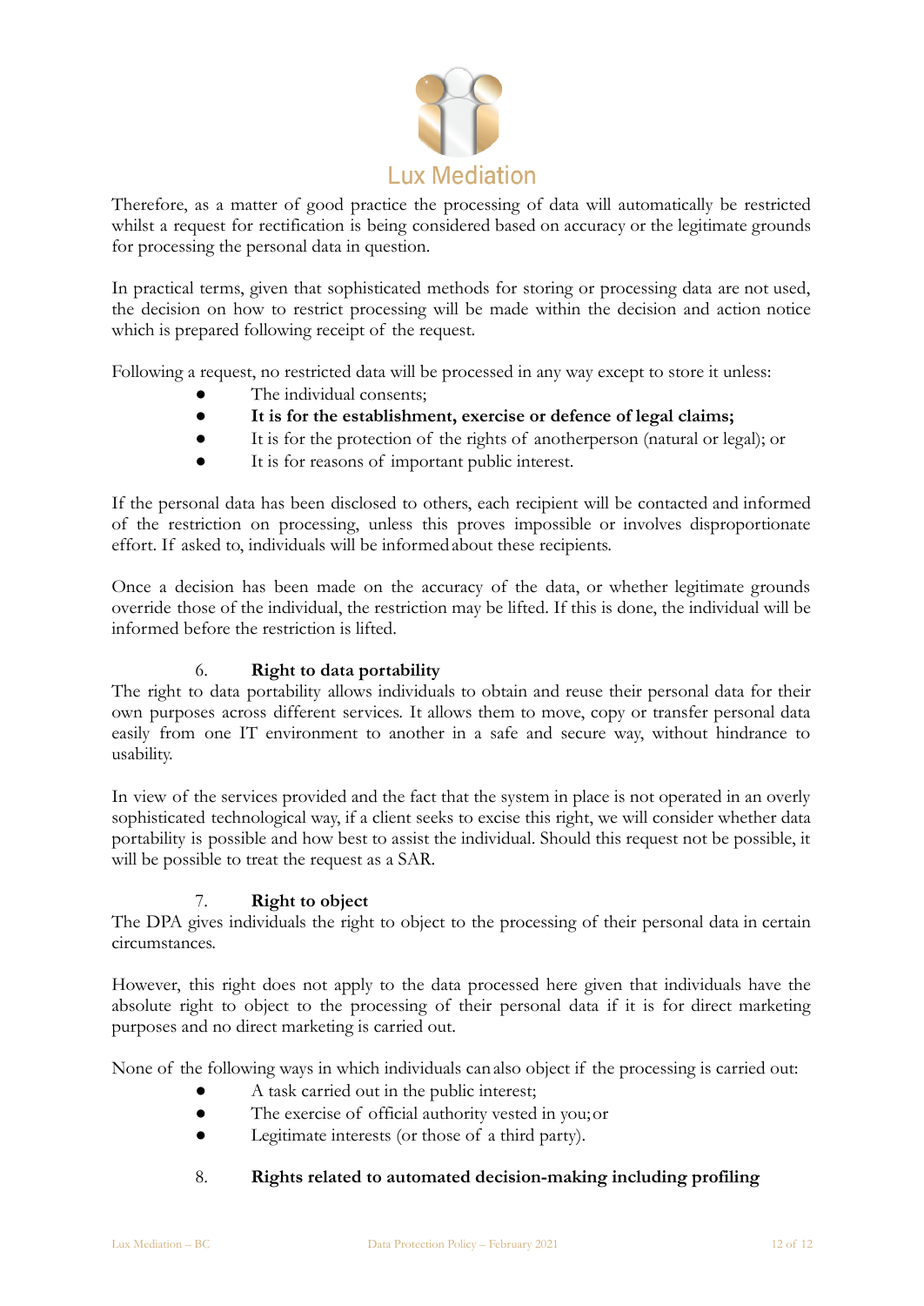Therefore, as a matter of good practice the processing of data will automatically be restricted whilst a request for rectification is being considered based on accuracy or the legitimate grounds for processing the personal data in question.

In practical terms, given that sophisticated methods for storing or processing data are not used, the decision on how to restrict processing will be made within the decision and action notice which is prepared following receipt of the request.

Following a request, no restricted data will be processed in any way except to store it unless:

- The individual consents;
- **It is for the establishment, exercise or defence of legal claims;**
- It is for the protection of the rights of anotherperson (natural or legal); or
- It is for reasons of important public interest.

If the personal data has been disclosed to others, each recipient will be contacted and informed of the restriction on processing, unless this proves impossible or involves disproportionate effort. If asked to, individuals will be informed about these recipients.

Once a decision has been made on the accuracy of the data, or whether legitimate grounds override those of the individual, the restriction may be lifted. If this is done, the individual will be informed before the restriction is lifted.

## 6. Right to data portability

The right to data portability allows individuals to obtain and reuse their personal data for their own purposes across different services. It allows them to move, copy or transfer personal data easily from one IT environment to another in a safe and secure way, without hindrance to usability.

In view of the services provided and the fact that the system in place is not operated in an overly sophisticated technological way, if a client seeks to excise this right, we will consider whether data portability is possible and how best to assist the individual. Should this request not be possible, it will be possible to treat the request as a SAR.

## 7. Right to object

The DPA gives individuals the right to object to the processing of their personal data in certain circumstances.

However, this right does not apply to the data processed here given that individuals have the absolute right to object to the processing of their personal data if it is for direct marketing purposes and no direct marketing is carried out.

None of the following ways in which individuals can also object if the processing is carried out:

- A task carried out in the public interest;
- The exercise of official authority vested in you; or
- Legitimate interests (or those of a third party).

## 8. Rights related to automated decision-making including profiling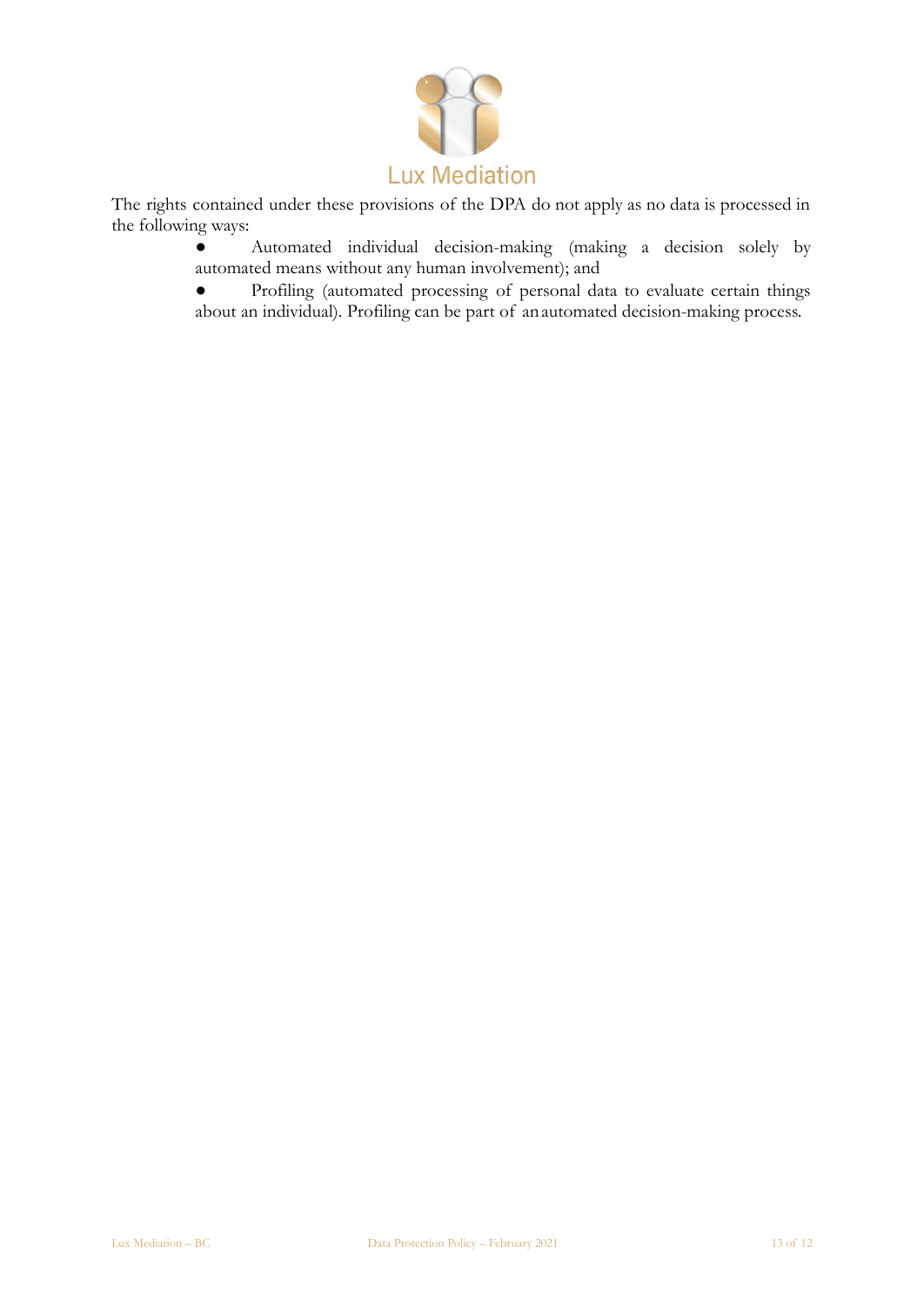The rights contained under these provisions of the DPA do not apply as no data is processed in the following ways:

- Automated individual decision-making (making a decision solely by automated means without any human involvement); and
- Profiling (automated processing of personal data to evaluate certain things about an individual). Profiling can be part of an automated decision-making process.